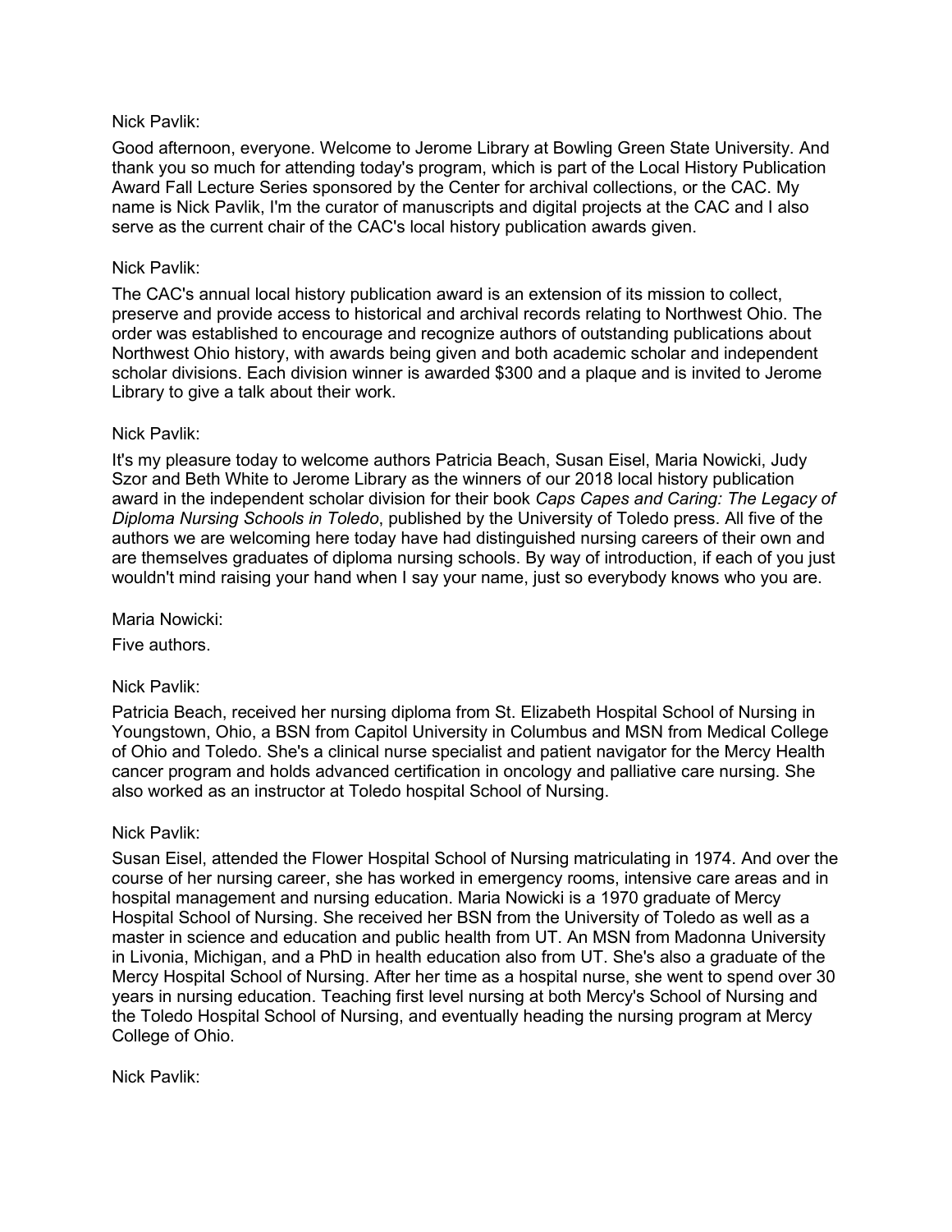Nick Pavlik:

Good afternoon, everyone. Welcome to Jerome Library at Bowling Green State University. And thank you so much for attending today's program, which is part of the Local History Publication Award Fall Lecture Series sponsored by the Center for archival collections, or the CAC. My name is Nick Pavlik, I'm the curator of manuscripts and digital projects at the CAC and I also serve as the current chair of the CAC's local history publication awards given.

Nick Pavlik:

The CAC's annual local history publication award is an extension of its mission to collect, preserve and provide access to historical and archival records relating to Northwest Ohio. The order was established to encourage and recognize authors of outstanding publications about Northwest Ohio history, with awards being given and both academic scholar and independent scholar divisions. Each division winner is awarded $300 and a plaque and is invited to Jerome Library to give a talk about their work.

Nick Pavlik:

It's my pleasure today to welcome authors Patricia Beach, Susan Eisel, Maria Nowicki, Judy Szor and Beth White to Jerome Library as the winners of our 2018 local history publication award in the independent scholar division for their book *Caps Capes and Caring: The Legacy of Diploma Nursing Schools in Toledo*, published by the University of Toledo press. All five of the authors we are welcoming here today have had distinguished nursing careers of their own and are themselves graduates of diploma nursing schools. By way of introduction, if each of you just wouldn't mind raising your hand when I say your name, just so everybody knows who you are.

Maria Nowicki:

Five authors.

Nick Pavlik:

Patricia Beach, received her nursing diploma from St. Elizabeth Hospital School of Nursing in Youngstown, Ohio, a BSN from Capitol University in Columbus and MSN from Medical College of Ohio and Toledo. She's a clinical nurse specialist and patient navigator for the Mercy Health cancer program and holds advanced certification in oncology and palliative care nursing. She also worked as an instructor at Toledo hospital School of Nursing.

Nick Pavlik:

Susan Eisel, attended the Flower Hospital School of Nursing matriculating in 1974. And over the course of her nursing career, she has worked in emergency rooms, intensive care areas and in hospital management and nursing education. Maria Nowicki is a 1970 graduate of Mercy Hospital School of Nursing. She received her BSN from the University of Toledo as well as a master in science and education and public health from UT. An MSN from Madonna University in Livonia, Michigan, and a PhD in health education also from UT. She's also a graduate of the Mercy Hospital School of Nursing. After her time as a hospital nurse, she went to spend over 30 years in nursing education. Teaching first level nursing at both Mercy's School of Nursing and the Toledo Hospital School of Nursing, and eventually heading the nursing program at Mercy College of Ohio.

Nick Pavlik: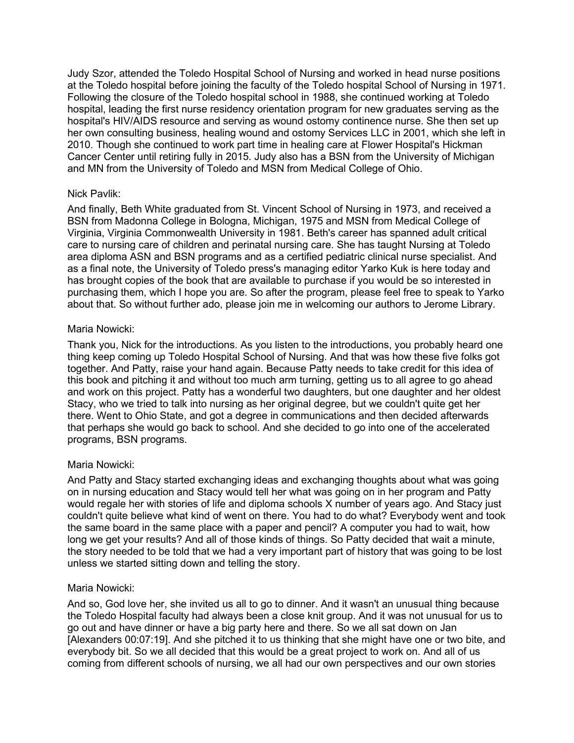Judy Szor, attended the Toledo Hospital School of Nursing and worked in head nurse positions at the Toledo hospital before joining the faculty of the Toledo hospital School of Nursing in 1971. Following the closure of the Toledo hospital school in 1988, she continued working at Toledo hospital, leading the first nurse residency orientation program for new graduates serving as the hospital's HIV/AIDS resource and serving as wound ostomy continence nurse. She then set up her own consulting business, healing wound and ostomy Services LLC in 2001, which she left in 2010. Though she continued to work part time in healing care at Flower Hospital's Hickman Cancer Center until retiring fully in 2015. Judy also has a BSN from the University of Michigan and MN from the University of Toledo and MSN from Medical College of Ohio.

Nick Pavlik:

And finally, Beth White graduated from St. Vincent School of Nursing in 1973, and received a BSN from Madonna College in Bologna, Michigan, 1975 and MSN from Medical College of Virginia, Virginia Commonwealth University in 1981. Beth's career has spanned adult critical care to nursing care of children and perinatal nursing care. She has taught Nursing at Toledo area diploma ASN and BSN programs and as a certified pediatric clinical nurse specialist. And as a final note, the University of Toledo press's managing editor Yarko Kuk is here today and has brought copies of the book that are available to purchase if you would be so interested in purchasing them, which I hope you are. So after the program, please feel free to speak to Yarko about that. So without further ado, please join me in welcoming our authors to Jerome Library.

Maria Nowicki:

Thank you, Nick for the introductions. As you listen to the introductions, you probably heard one thing keep coming up Toledo Hospital School of Nursing. And that was how these five folks got together. And Patty, raise your hand again. Because Patty needs to take credit for this idea of this book and pitching it and without too much arm turning, getting us to all agree to go ahead and work on this project. Patty has a wonderful two daughters, but one daughter and her oldest Stacy, who we tried to talk into nursing as her original degree, but we couldn't quite get her there. Went to Ohio State, and got a degree in communications and then decided afterwards that perhaps she would go back to school. And she decided to go into one of the accelerated programs, BSN programs.

Maria Nowicki:

And Patty and Stacy started exchanging ideas and exchanging thoughts about what was going on in nursing education and Stacy would tell her what was going on in her program and Patty would regale her with stories of life and diploma schools X number of years ago. And Stacy just couldn't quite believe what kind of went on there. You had to do what? Everybody went and took the same board in the same place with a paper and pencil? A computer you had to wait, how long we get your results? And all of those kinds of things. So Patty decided that wait a minute, the story needed to be told that we had a very important part of history that was going to be lost unless we started sitting down and telling the story.

Maria Nowicki:

And so, God love her, she invited us all to go to dinner. And it wasn't an unusual thing because the Toledo Hospital faculty had always been a close knit group. And it was not unusual for us to go out and have dinner or have a big party here and there. So we all sat down on Jan [Alexanders 00:07:19]. And she pitched it to us thinking that she might have one or two bite, and everybody bit. So we all decided that this would be a great project to work on. And all of us coming from different schools of nursing, we all had our own perspectives and our own stories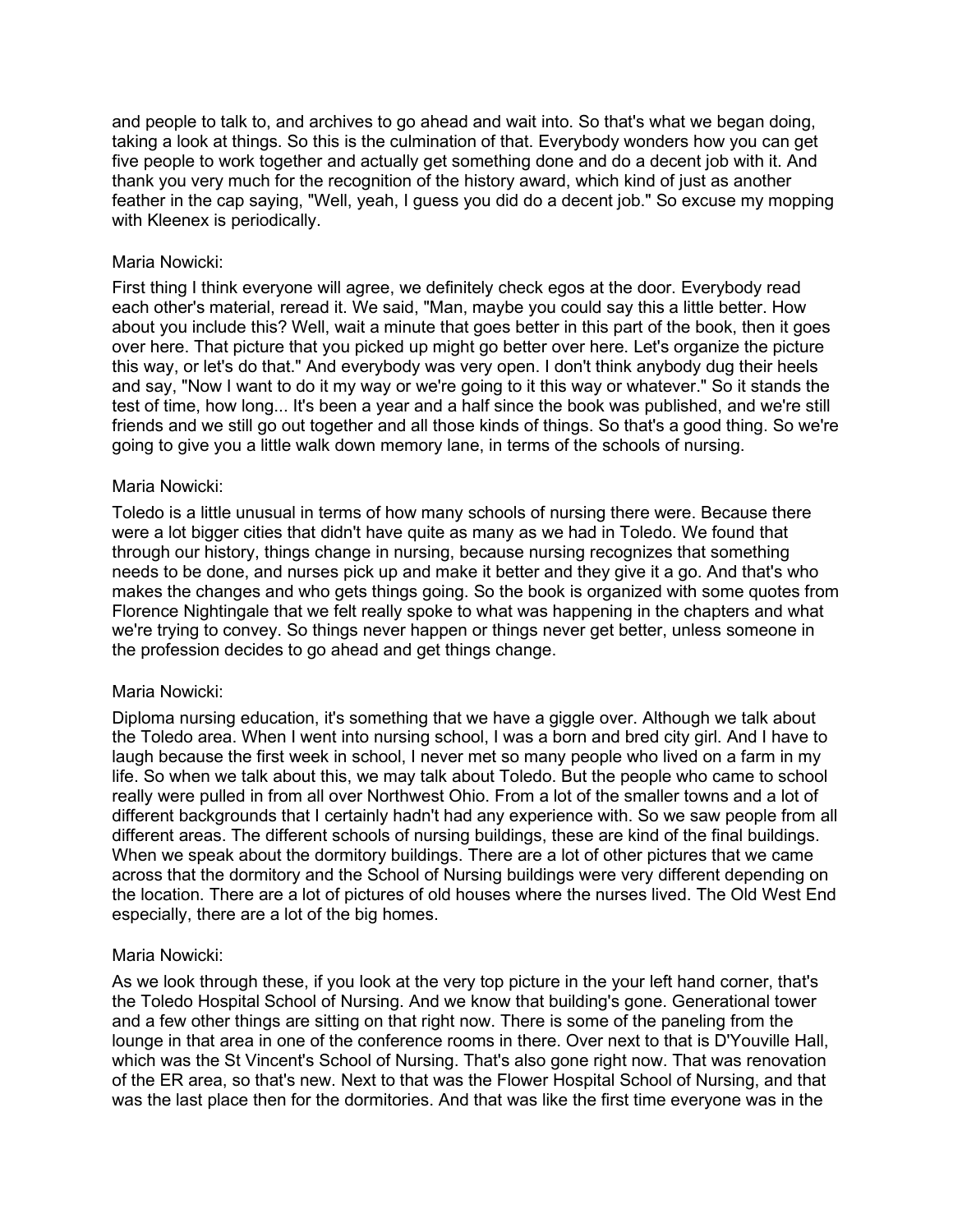and people to talk to, and archives to go ahead and wait into. So that's what we began doing, taking a look at things. So this is the culmination of that. Everybody wonders how you can get five people to work together and actually get something done and do a decent job with it. And thank you very much for the recognition of the history award, which kind of just as another feather in the cap saying, "Well, yeah, I guess you did do a decent job." So excuse my mopping with Kleenex is periodically.

Maria Nowicki:

First thing I think everyone will agree, we definitely check egos at the door. Everybody read each other's material, reread it. We said, "Man, maybe you could say this a little better. How about you include this? Well, wait a minute that goes better in this part of the book, then it goes over here. That picture that you picked up might go better over here. Let's organize the picture this way, or let's do that." And everybody was very open. I don't think anybody dug their heels and say, "Now I want to do it my way or we're going to it this way or whatever." So it stands the test of time, how long... It's been a year and a half since the book was published, and we're still friends and we still go out together and all those kinds of things. So that's a good thing. So we're going to give you a little walk down memory lane, in terms of the schools of nursing.

Maria Nowicki:

Toledo is a little unusual in terms of how many schools of nursing there were. Because there were a lot bigger cities that didn't have quite as many as we had in Toledo. We found that through our history, things change in nursing, because nursing recognizes that something needs to be done, and nurses pick up and make it better and they give it a go. And that's who makes the changes and who gets things going. So the book is organized with some quotes from Florence Nightingale that we felt really spoke to what was happening in the chapters and what we're trying to convey. So things never happen or things never get better, unless someone in the profession decides to go ahead and get things change.

Maria Nowicki:

Diploma nursing education, it's something that we have a giggle over. Although we talk about the Toledo area. When I went into nursing school, I was a born and bred city girl. And I have to laugh because the first week in school, I never met so many people who lived on a farm in my life. So when we talk about this, we may talk about Toledo. But the people who came to school really were pulled in from all over Northwest Ohio. From a lot of the smaller towns and a lot of different backgrounds that I certainly hadn't had any experience with. So we saw people from all different areas. The different schools of nursing buildings, these are kind of the final buildings. When we speak about the dormitory buildings. There are a lot of other pictures that we came across that the dormitory and the School of Nursing buildings were very different depending on the location. There are a lot of pictures of old houses where the nurses lived. The Old West End especially, there are a lot of the big homes.

Maria Nowicki:

As we look through these, if you look at the very top picture in the your left hand corner, that's the Toledo Hospital School of Nursing. And we know that building's gone. Generational tower and a few other things are sitting on that right now. There is some of the paneling from the lounge in that area in one of the conference rooms in there. Over next to that is D'Youville Hall, which was the St Vincent's School of Nursing. That's also gone right now. That was renovation of the ER area, so that's new. Next to that was the Flower Hospital School of Nursing, and that was the last place then for the dormitories. And that was like the first time everyone was in the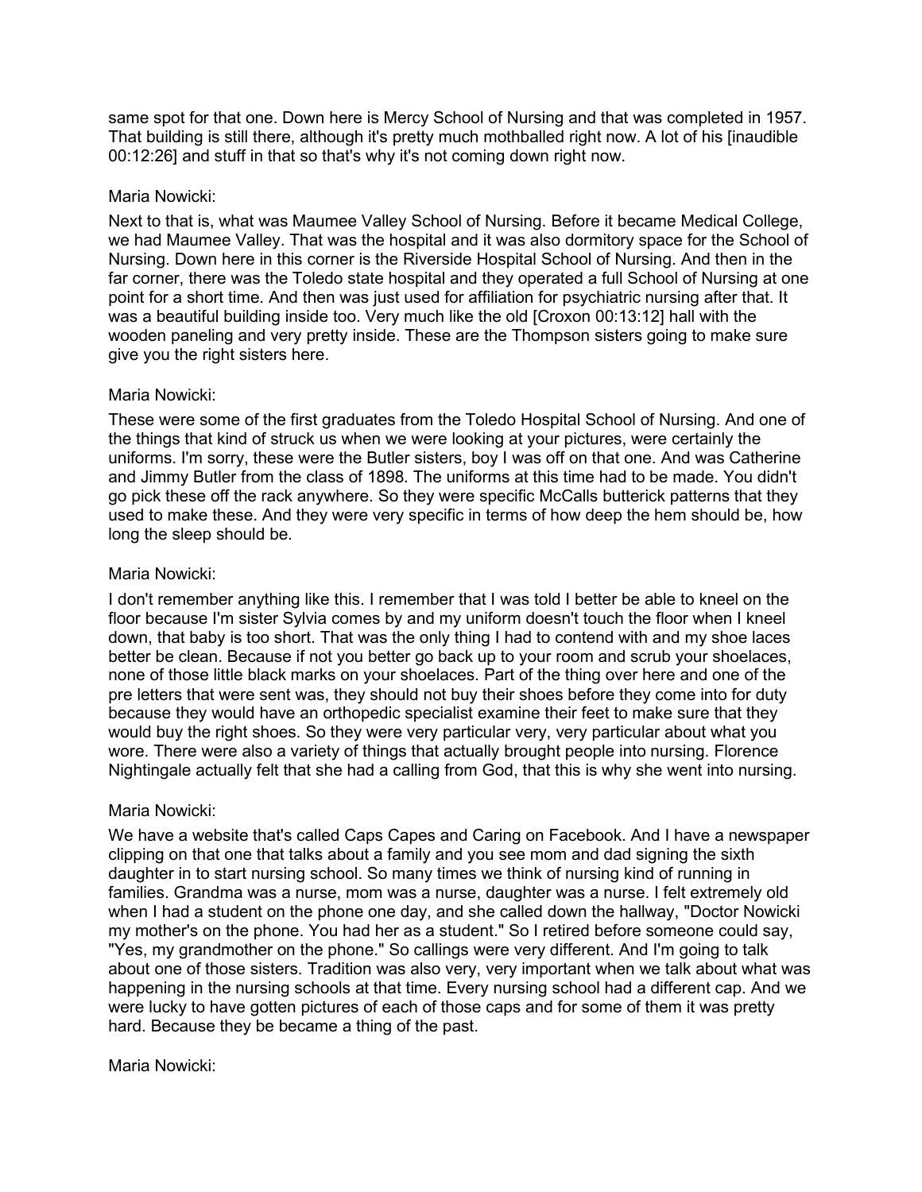same spot for that one. Down here is Mercy School of Nursing and that was completed in 1957. That building is still there, although it's pretty much mothballed right now. A lot of his [inaudible 00:12:26] and stuff in that so that's why it's not coming down right now.

Maria Nowicki:

Next to that is, what was Maumee Valley School of Nursing. Before it became Medical College, we had Maumee Valley. That was the hospital and it was also dormitory space for the School of Nursing. Down here in this corner is the Riverside Hospital School of Nursing. And then in the far corner, there was the Toledo state hospital and they operated a full School of Nursing at one point for a short time. And then was just used for affiliation for psychiatric nursing after that. It was a beautiful building inside too. Very much like the old [Croxon 00:13:12] hall with the wooden paneling and very pretty inside. These are the Thompson sisters going to make sure give you the right sisters here.

Maria Nowicki:

These were some of the first graduates from the Toledo Hospital School of Nursing. And one of the things that kind of struck us when we were looking at your pictures, were certainly the uniforms. I'm sorry, these were the Butler sisters, boy I was off on that one. And was Catherine and Jimmy Butler from the class of 1898. The uniforms at this time had to be made. You didn't go pick these off the rack anywhere. So they were specific McCalls butterick patterns that they used to make these. And they were very specific in terms of how deep the hem should be, how long the sleep should be.

Maria Nowicki:

I don't remember anything like this. I remember that I was told I better be able to kneel on the floor because I'm sister Sylvia comes by and my uniform doesn't touch the floor when I kneel down, that baby is too short. That was the only thing I had to contend with and my shoe laces better be clean. Because if not you better go back up to your room and scrub your shoelaces, none of those little black marks on your shoelaces. Part of the thing over here and one of the pre letters that were sent was, they should not buy their shoes before they come into for duty because they would have an orthopedic specialist examine their feet to make sure that they would buy the right shoes. So they were very particular very, very particular about what you wore. There were also a variety of things that actually brought people into nursing. Florence Nightingale actually felt that she had a calling from God, that this is why she went into nursing.

Maria Nowicki:

We have a website that's called Caps Capes and Caring on Facebook. And I have a newspaper clipping on that one that talks about a family and you see mom and dad signing the sixth daughter in to start nursing school. So many times we think of nursing kind of running in families. Grandma was a nurse, mom was a nurse, daughter was a nurse. I felt extremely old when I had a student on the phone one day, and she called down the hallway, "Doctor Nowicki my mother's on the phone. You had her as a student." So I retired before someone could say, "Yes, my grandmother on the phone." So callings were very different. And I'm going to talk about one of those sisters. Tradition was also very, very important when we talk about what was happening in the nursing schools at that time. Every nursing school had a different cap. And we were lucky to have gotten pictures of each of those caps and for some of them it was pretty hard. Because they be became a thing of the past.

Maria Nowicki: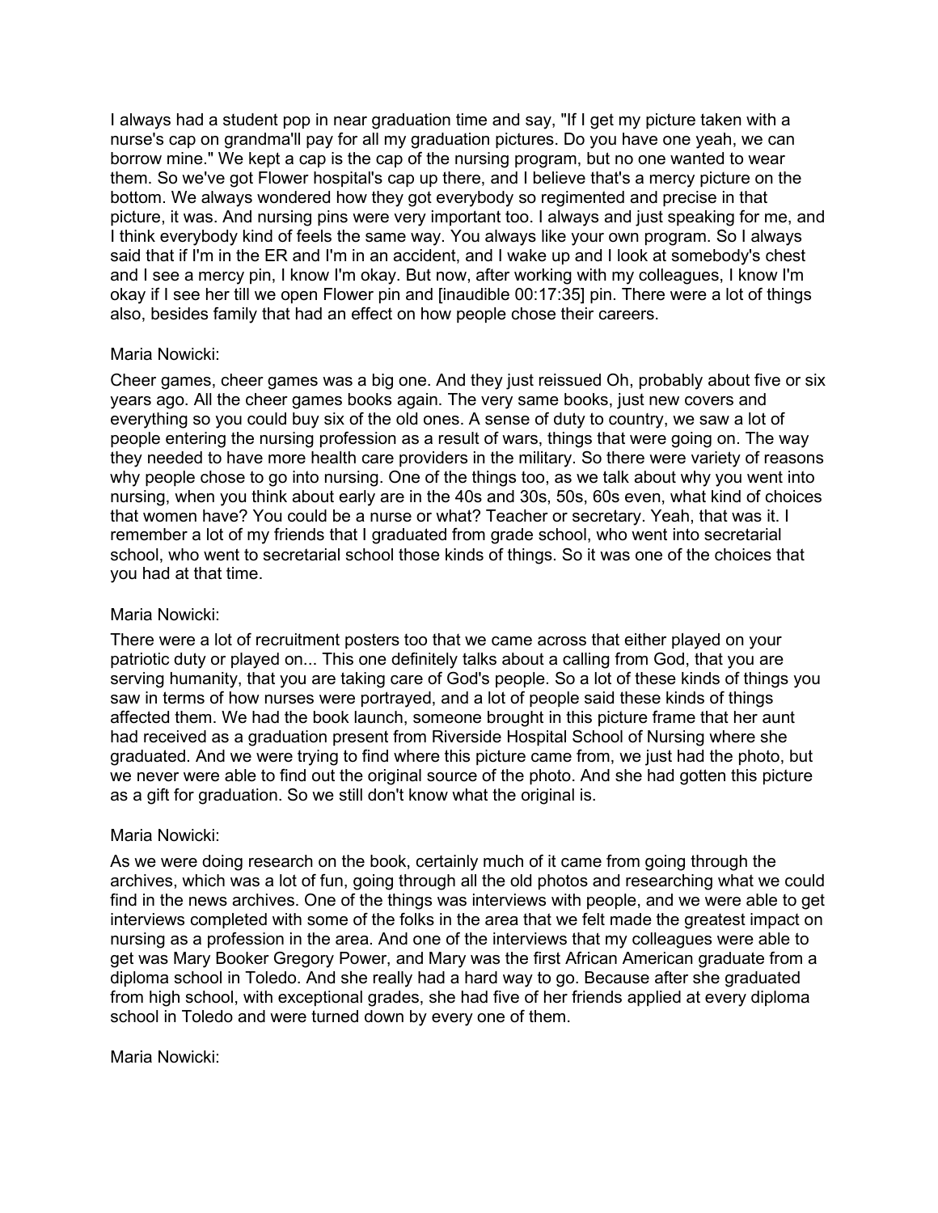I always had a student pop in near graduation time and say, "If I get my picture taken with a nurse's cap on grandma'll pay for all my graduation pictures. Do you have one yeah, we can borrow mine." We kept a cap is the cap of the nursing program, but no one wanted to wear them. So we've got Flower hospital's cap up there, and I believe that's a mercy picture on the bottom. We always wondered how they got everybody so regimented and precise in that picture, it was. And nursing pins were very important too. I always and just speaking for me, and I think everybody kind of feels the same way. You always like your own program. So I always said that if I'm in the ER and I'm in an accident, and I wake up and I look at somebody's chest and I see a mercy pin, I know I'm okay. But now, after working with my colleagues, I know I'm okay if I see her till we open Flower pin and [inaudible 00:17:35] pin. There were a lot of things also, besides family that had an effect on how people chose their careers.

Maria Nowicki:

Cheer games, cheer games was a big one. And they just reissued Oh, probably about five or six years ago. All the cheer games books again. The very same books, just new covers and everything so you could buy six of the old ones. A sense of duty to country, we saw a lot of people entering the nursing profession as a result of wars, things that were going on. The way they needed to have more health care providers in the military. So there were variety of reasons why people chose to go into nursing. One of the things too, as we talk about why you went into nursing, when you think about early are in the 40s and 30s, 50s, 60s even, what kind of choices that women have? You could be a nurse or what? Teacher or secretary. Yeah, that was it. I remember a lot of my friends that I graduated from grade school, who went into secretarial school, who went to secretarial school those kinds of things. So it was one of the choices that you had at that time.

Maria Nowicki:

There were a lot of recruitment posters too that we came across that either played on your patriotic duty or played on... This one definitely talks about a calling from God, that you are serving humanity, that you are taking care of God's people. So a lot of these kinds of things you saw in terms of how nurses were portrayed, and a lot of people said these kinds of things affected them. We had the book launch, someone brought in this picture frame that her aunt had received as a graduation present from Riverside Hospital School of Nursing where she graduated. And we were trying to find where this picture came from, we just had the photo, but we never were able to find out the original source of the photo. And she had gotten this picture as a gift for graduation. So we still don't know what the original is.

Maria Nowicki:

As we were doing research on the book, certainly much of it came from going through the archives, which was a lot of fun, going through all the old photos and researching what we could find in the news archives. One of the things was interviews with people, and we were able to get interviews completed with some of the folks in the area that we felt made the greatest impact on nursing as a profession in the area. And one of the interviews that my colleagues were able to get was Mary Booker Gregory Power, and Mary was the first African American graduate from a diploma school in Toledo. And she really had a hard way to go. Because after she graduated from high school, with exceptional grades, she had five of her friends applied at every diploma school in Toledo and were turned down by every one of them.

Maria Nowicki: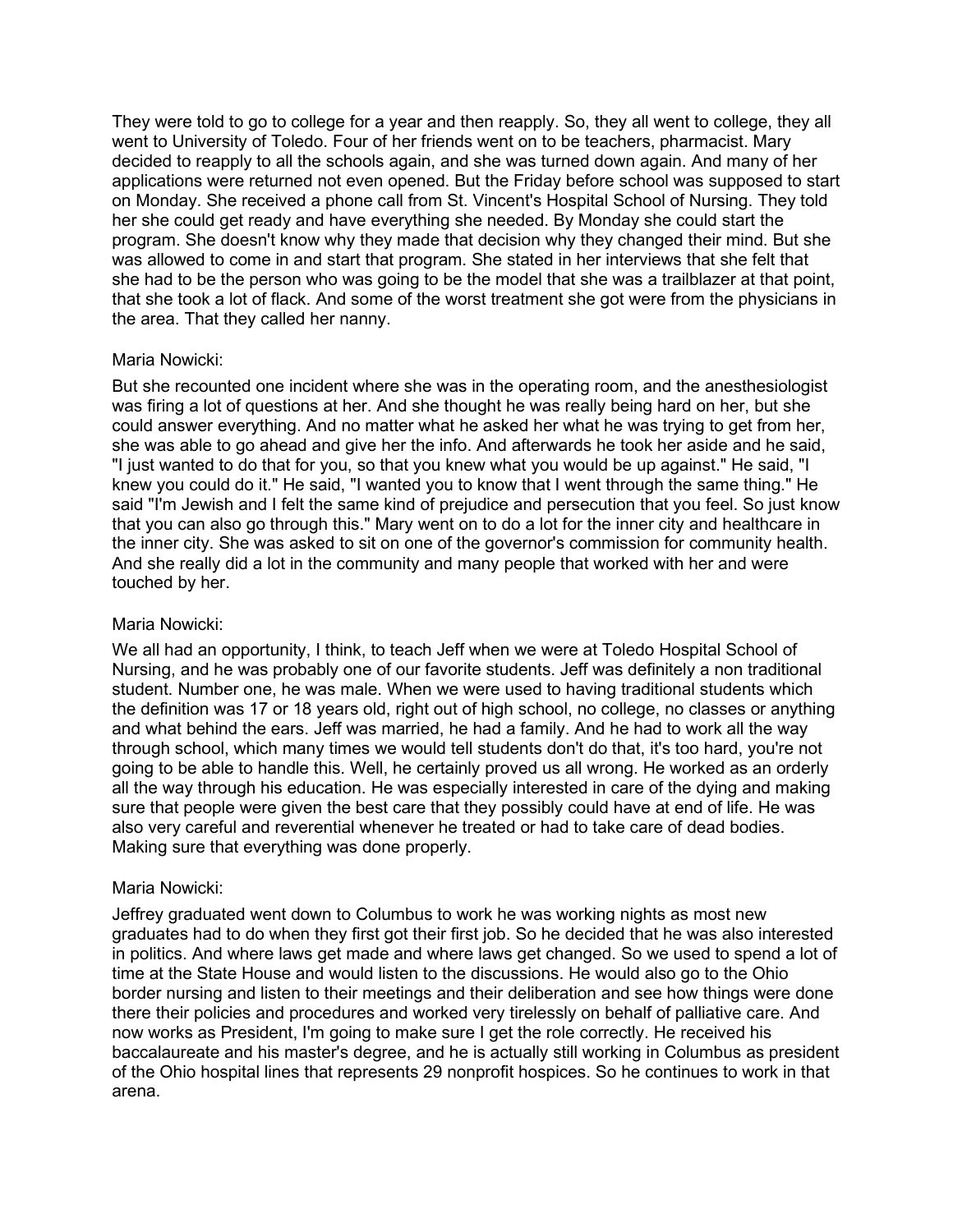They were told to go to college for a year and then reapply. So, they all went to college, they all went to University of Toledo. Four of her friends went on to be teachers, pharmacist. Mary decided to reapply to all the schools again, and she was turned down again. And many of her applications were returned not even opened. But the Friday before school was supposed to start on Monday. She received a phone call from St. Vincent's Hospital School of Nursing. They told her she could get ready and have everything she needed. By Monday she could start the program. She doesn't know why they made that decision why they changed their mind. But she was allowed to come in and start that program. She stated in her interviews that she felt that she had to be the person who was going to be the model that she was a trailblazer at that point, that she took a lot of flack. And some of the worst treatment she got were from the physicians in the area. That they called her nanny.

Maria Nowicki:

But she recounted one incident where she was in the operating room, and the anesthesiologist was firing a lot of questions at her. And she thought he was really being hard on her, but she could answer everything. And no matter what he asked her what he was trying to get from her, she was able to go ahead and give her the info. And afterwards he took her aside and he said, "I just wanted to do that for you, so that you knew what you would be up against." He said, "I knew you could do it." He said, "I wanted you to know that I went through the same thing." He said "I'm Jewish and I felt the same kind of prejudice and persecution that you feel. So just know that you can also go through this." Mary went on to do a lot for the inner city and healthcare in the inner city. She was asked to sit on one of the governor's commission for community health. And she really did a lot in the community and many people that worked with her and were touched by her.

Maria Nowicki:

We all had an opportunity, I think, to teach Jeff when we were at Toledo Hospital School of Nursing, and he was probably one of our favorite students. Jeff was definitely a non traditional student. Number one, he was male. When we were used to having traditional students which the definition was 17 or 18 years old, right out of high school, no college, no classes or anything and what behind the ears. Jeff was married, he had a family. And he had to work all the way through school, which many times we would tell students don't do that, it's too hard, you're not going to be able to handle this. Well, he certainly proved us all wrong. He worked as an orderly all the way through his education. He was especially interested in care of the dying and making sure that people were given the best care that they possibly could have at end of life. He was also very careful and reverential whenever he treated or had to take care of dead bodies. Making sure that everything was done properly.

Maria Nowicki:

Jeffrey graduated went down to Columbus to work he was working nights as most new graduates had to do when they first got their first job. So he decided that he was also interested in politics. And where laws get made and where laws get changed. So we used to spend a lot of time at the State House and would listen to the discussions. He would also go to the Ohio border nursing and listen to their meetings and their deliberation and see how things were done there their policies and procedures and worked very tirelessly on behalf of palliative care. And now works as President, I'm going to make sure I get the role correctly. He received his baccalaureate and his master's degree, and he is actually still working in Columbus as president of the Ohio hospital lines that represents 29 nonprofit hospices. So he continues to work in that arena.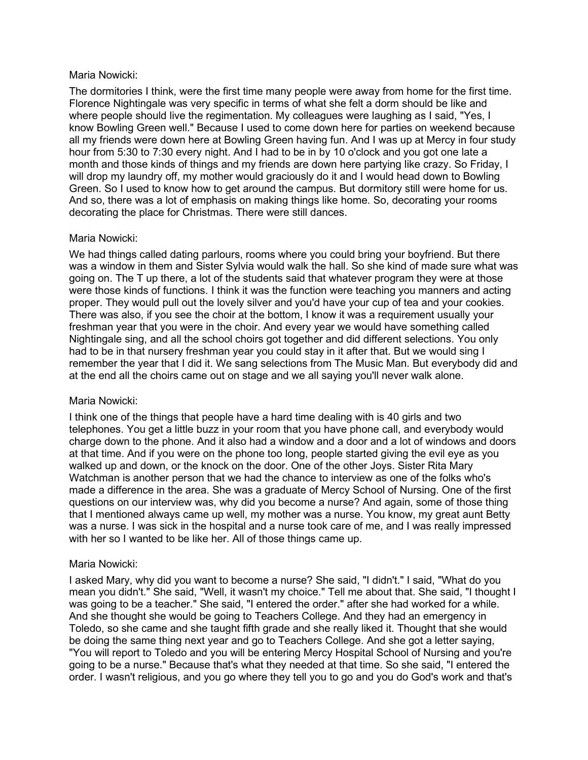Maria Nowicki:

The dormitories I think, were the first time many people were away from home for the first time. Florence Nightingale was very specific in terms of what she felt a dorm should be like and where people should live the regimentation. My colleagues were laughing as I said, "Yes, I know Bowling Green well." Because I used to come down here for parties on weekend because all my friends were down here at Bowling Green having fun. And I was up at Mercy in four study hour from 5:30 to 7:30 every night. And I had to be in by 10 o'clock and you got one late a month and those kinds of things and my friends are down here partying like crazy. So Friday, I will drop my laundry off, my mother would graciously do it and I would head down to Bowling Green. So I used to know how to get around the campus. But dormitory still were home for us. And so, there was a lot of emphasis on making things like home. So, decorating your rooms decorating the place for Christmas. There were still dances.

Maria Nowicki:

We had things called dating parlours, rooms where you could bring your boyfriend. But there was a window in them and Sister Sylvia would walk the hall. So she kind of made sure what was going on. The T up there, a lot of the students said that whatever program they were at those were those kinds of functions. I think it was the function were teaching you manners and acting proper. They would pull out the lovely silver and you'd have your cup of tea and your cookies. There was also, if you see the choir at the bottom, I know it was a requirement usually your freshman year that you were in the choir. And every year we would have something called Nightingale sing, and all the school choirs got together and did different selections. You only had to be in that nursery freshman year you could stay in it after that. But we would sing I remember the year that I did it. We sang selections from The Music Man. But everybody did and at the end all the choirs came out on stage and we all saying you'll never walk alone.

Maria Nowicki:

I think one of the things that people have a hard time dealing with is 40 girls and two telephones. You get a little buzz in your room that you have phone call, and everybody would charge down to the phone. And it also had a window and a door and a lot of windows and doors at that time. And if you were on the phone too long, people started giving the evil eye as you walked up and down, or the knock on the door. One of the other Joys. Sister Rita Mary Watchman is another person that we had the chance to interview as one of the folks who's made a difference in the area. She was a graduate of Mercy School of Nursing. One of the first questions on our interview was, why did you become a nurse? And again, some of those thing that I mentioned always came up well, my mother was a nurse. You know, my great aunt Betty was a nurse. I was sick in the hospital and a nurse took care of me, and I was really impressed with her so I wanted to be like her. All of those things came up.

Maria Nowicki:

I asked Mary, why did you want to become a nurse? She said, "I didn't." I said, "What do you mean you didn't." She said, "Well, it wasn't my choice." Tell me about that. She said, "I thought I was going to be a teacher." She said, "I entered the order." after she had worked for a while. And she thought she would be going to Teachers College. And they had an emergency in Toledo, so she came and she taught fifth grade and she really liked it. Thought that she would be doing the same thing next year and go to Teachers College. And she got a letter saying, "You will report to Toledo and you will be entering Mercy Hospital School of Nursing and you're going to be a nurse." Because that's what they needed at that time. So she said, "I entered the order. I wasn't religious, and you go where they tell you to go and you do God's work and that's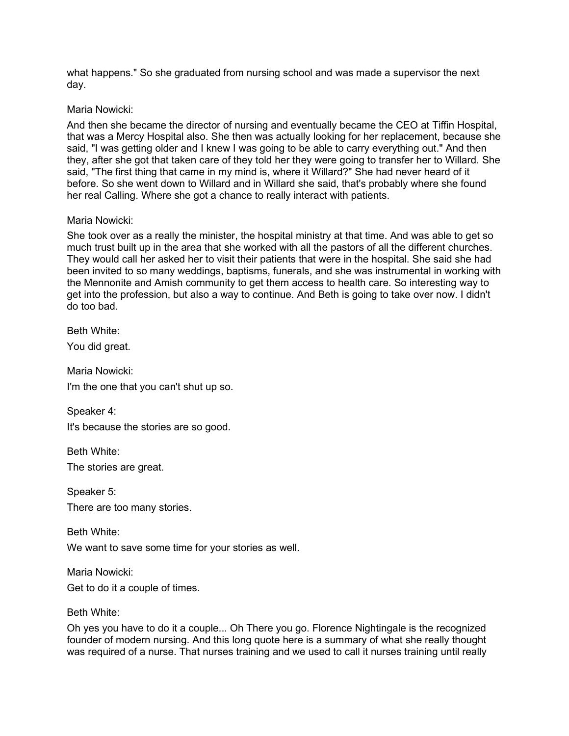what happens." So she graduated from nursing school and was made a supervisor the next day.

Maria Nowicki:

And then she became the director of nursing and eventually became the CEO at Tiffin Hospital, that was a Mercy Hospital also. She then was actually looking for her replacement, because she said, "I was getting older and I knew I was going to be able to carry everything out." And then they, after she got that taken care of they told her they were going to transfer her to Willard. She said, "The first thing that came in my mind is, where it Willard?" She had never heard of it before. So she went down to Willard and in Willard she said, that's probably where she found her real Calling. Where she got a chance to really interact with patients.

Maria Nowicki:

She took over as a really the minister, the hospital ministry at that time. And was able to get so much trust built up in the area that she worked with all the pastors of all the different churches. They would call her asked her to visit their patients that were in the hospital. She said she had been invited to so many weddings, baptisms, funerals, and she was instrumental in working with the Mennonite and Amish community to get them access to health care. So interesting way to get into the profession, but also a way to continue. And Beth is going to take over now. I didn't do too bad.

Beth White:

You did great.

Maria Nowicki:

I'm the one that you can't shut up so.

Speaker 4:

It's because the stories are so good.

Beth White:

The stories are great.

Speaker 5:

There are too many stories.

Beth White:

We want to save some time for your stories as well.

Maria Nowicki:

Get to do it a couple of times.

Beth White:

Oh yes you have to do it a couple... Oh There you go. Florence Nightingale is the recognized founder of modern nursing. And this long quote here is a summary of what she really thought was required of a nurse. That nurses training and we used to call it nurses training until really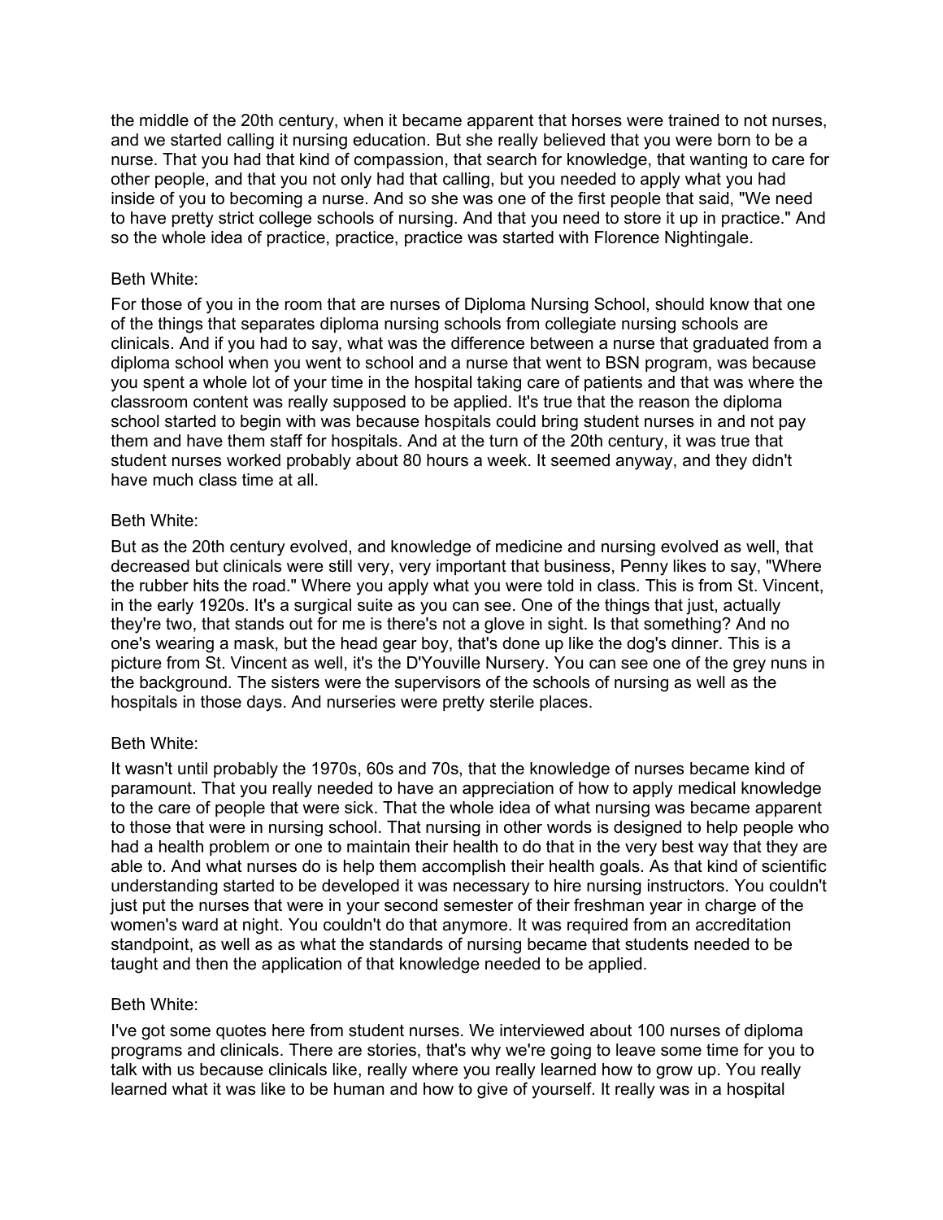the middle of the 20th century, when it became apparent that horses were trained to not nurses, and we started calling it nursing education. But she really believed that you were born to be a nurse. That you had that kind of compassion, that search for knowledge, that wanting to care for other people, and that you not only had that calling, but you needed to apply what you had inside of you to becoming a nurse. And so she was one of the first people that said, "We need to have pretty strict college schools of nursing. And that you need to store it up in practice." And so the whole idea of practice, practice, practice was started with Florence Nightingale.

Beth White:

For those of you in the room that are nurses of Diploma Nursing School, should know that one of the things that separates diploma nursing schools from collegiate nursing schools are clinicals. And if you had to say, what was the difference between a nurse that graduated from a diploma school when you went to school and a nurse that went to BSN program, was because you spent a whole lot of your time in the hospital taking care of patients and that was where the classroom content was really supposed to be applied. It's true that the reason the diploma school started to begin with was because hospitals could bring student nurses in and not pay them and have them staff for hospitals. And at the turn of the 20th century, it was true that student nurses worked probably about 80 hours a week. It seemed anyway, and they didn't have much class time at all.

Beth White:

But as the 20th century evolved, and knowledge of medicine and nursing evolved as well, that decreased but clinicals were still very, very important that business, Penny likes to say, "Where the rubber hits the road." Where you apply what you were told in class. This is from St. Vincent, in the early 1920s. It's a surgical suite as you can see. One of the things that just, actually they're two, that stands out for me is there's not a glove in sight. Is that something? And no one's wearing a mask, but the head gear boy, that's done up like the dog's dinner. This is a picture from St. Vincent as well, it's the D'Youville Nursery. You can see one of the grey nuns in the background. The sisters were the supervisors of the schools of nursing as well as the hospitals in those days. And nurseries were pretty sterile places.

Beth White:

It wasn't until probably the 1970s, 60s and 70s, that the knowledge of nurses became kind of paramount. That you really needed to have an appreciation of how to apply medical knowledge to the care of people that were sick. That the whole idea of what nursing was became apparent to those that were in nursing school. That nursing in other words is designed to help people who had a health problem or one to maintain their health to do that in the very best way that they are able to. And what nurses do is help them accomplish their health goals. As that kind of scientific understanding started to be developed it was necessary to hire nursing instructors. You couldn't just put the nurses that were in your second semester of their freshman year in charge of the women's ward at night. You couldn't do that anymore. It was required from an accreditation standpoint, as well as as what the standards of nursing became that students needed to be taught and then the application of that knowledge needed to be applied.

Beth White:

I've got some quotes here from student nurses. We interviewed about 100 nurses of diploma programs and clinicals. There are stories, that's why we're going to leave some time for you to talk with us because clinicals like, really where you really learned how to grow up. You really learned what it was like to be human and how to give of yourself. It really was in a hospital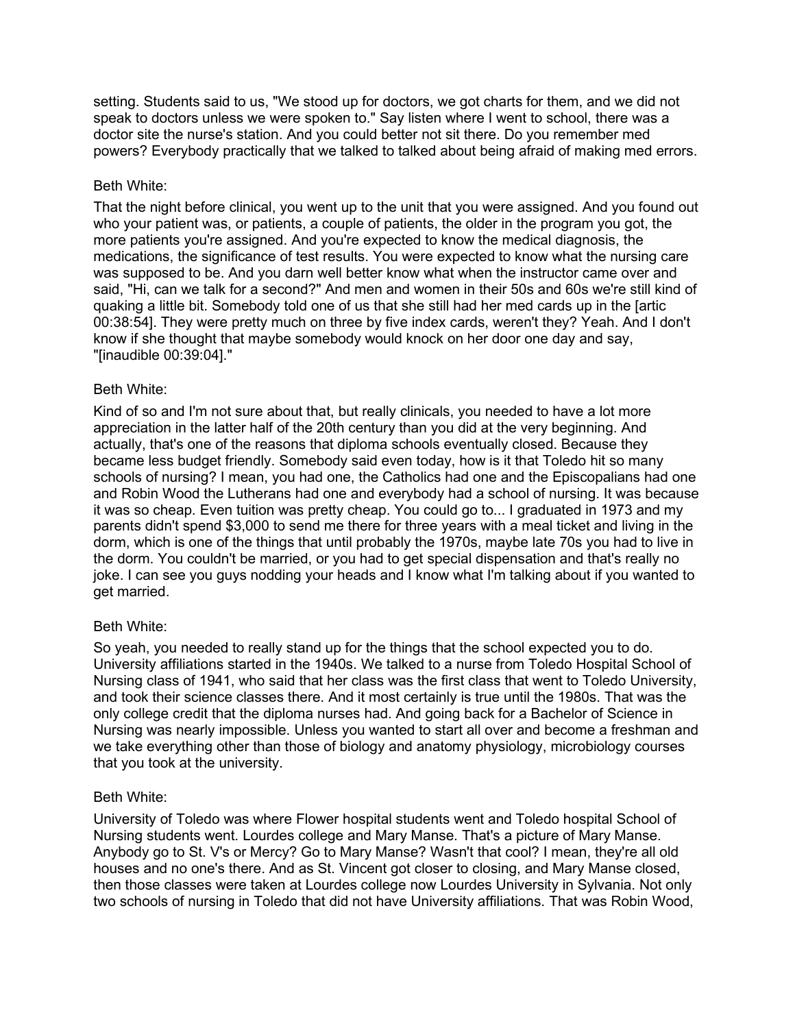setting. Students said to us, "We stood up for doctors, we got charts for them, and we did not speak to doctors unless we were spoken to." Say listen where I went to school, there was a doctor site the nurse's station. And you could better not sit there. Do you remember med powers? Everybody practically that we talked to talked about being afraid of making med errors.

Beth White:

That the night before clinical, you went up to the unit that you were assigned. And you found out who your patient was, or patients, a couple of patients, the older in the program you got, the more patients you're assigned. And you're expected to know the medical diagnosis, the medications, the significance of test results. You were expected to know what the nursing care was supposed to be. And you darn well better know what when the instructor came over and said, "Hi, can we talk for a second?" And men and women in their 50s and 60s we're still kind of quaking a little bit. Somebody told one of us that she still had her med cards up in the [artic 00:38:54]. They were pretty much on three by five index cards, weren't they? Yeah. And I don't know if she thought that maybe somebody would knock on her door one day and say, "[inaudible 00:39:04]."

Beth White:

Kind of so and I'm not sure about that, but really clinicals, you needed to have a lot more appreciation in the latter half of the 20th century than you did at the very beginning. And actually, that's one of the reasons that diploma schools eventually closed. Because they became less budget friendly. Somebody said even today, how is it that Toledo hit so many schools of nursing? I mean, you had one, the Catholics had one and the Episcopalians had one and Robin Wood the Lutherans had one and everybody had a school of nursing. It was because it was so cheap. Even tuition was pretty cheap. You could go to... I graduated in 1973 and my parents didn't spend $3,000 to send me there for three years with a meal ticket and living in the dorm, which is one of the things that until probably the 1970s, maybe late 70s you had to live in the dorm. You couldn't be married, or you had to get special dispensation and that's really no joke. I can see you guys nodding your heads and I know what I'm talking about if you wanted to get married.

Beth White:

So yeah, you needed to really stand up for the things that the school expected you to do. University affiliations started in the 1940s. We talked to a nurse from Toledo Hospital School of Nursing class of 1941, who said that her class was the first class that went to Toledo University, and took their science classes there. And it most certainly is true until the 1980s. That was the only college credit that the diploma nurses had. And going back for a Bachelor of Science in Nursing was nearly impossible. Unless you wanted to start all over and become a freshman and we take everything other than those of biology and anatomy physiology, microbiology courses that you took at the university.

Beth White:

University of Toledo was where Flower hospital students went and Toledo hospital School of Nursing students went. Lourdes college and Mary Manse. That's a picture of Mary Manse. Anybody go to St. V's or Mercy? Go to Mary Manse? Wasn't that cool? I mean, they're all old houses and no one's there. And as St. Vincent got closer to closing, and Mary Manse closed, then those classes were taken at Lourdes college now Lourdes University in Sylvania. Not only two schools of nursing in Toledo that did not have University affiliations. That was Robin Wood,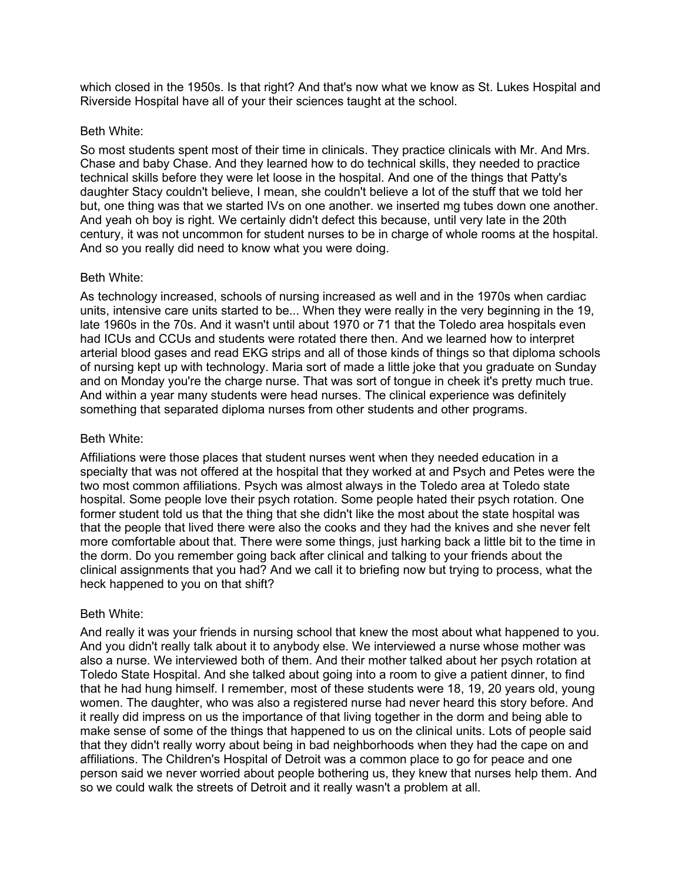which closed in the 1950s. Is that right? And that's now what we know as St. Lukes Hospital and Riverside Hospital have all of your their sciences taught at the school.

Beth White:

So most students spent most of their time in clinicals. They practice clinicals with Mr. And Mrs. Chase and baby Chase. And they learned how to do technical skills, they needed to practice technical skills before they were let loose in the hospital. And one of the things that Patty's daughter Stacy couldn't believe, I mean, she couldn't believe a lot of the stuff that we told her but, one thing was that we started IVs on one another. we inserted mg tubes down one another. And yeah oh boy is right. We certainly didn't defect this because, until very late in the 20th century, it was not uncommon for student nurses to be in charge of whole rooms at the hospital. And so you really did need to know what you were doing.

Beth White:

As technology increased, schools of nursing increased as well and in the 1970s when cardiac units, intensive care units started to be... When they were really in the very beginning in the 19, late 1960s in the 70s. And it wasn't until about 1970 or 71 that the Toledo area hospitals even had ICUs and CCUs and students were rotated there then. And we learned how to interpret arterial blood gases and read EKG strips and all of those kinds of things so that diploma schools of nursing kept up with technology. Maria sort of made a little joke that you graduate on Sunday and on Monday you're the charge nurse. That was sort of tongue in cheek it's pretty much true. And within a year many students were head nurses. The clinical experience was definitely something that separated diploma nurses from other students and other programs.

Beth White:

Affiliations were those places that student nurses went when they needed education in a specialty that was not offered at the hospital that they worked at and Psych and Petes were the two most common affiliations. Psych was almost always in the Toledo area at Toledo state hospital. Some people love their psych rotation. Some people hated their psych rotation. One former student told us that the thing that she didn't like the most about the state hospital was that the people that lived there were also the cooks and they had the knives and she never felt more comfortable about that. There were some things, just harking back a little bit to the time in the dorm. Do you remember going back after clinical and talking to your friends about the clinical assignments that you had? And we call it to briefing now but trying to process, what the heck happened to you on that shift?

Beth White:

And really it was your friends in nursing school that knew the most about what happened to you. And you didn't really talk about it to anybody else. We interviewed a nurse whose mother was also a nurse. We interviewed both of them. And their mother talked about her psych rotation at Toledo State Hospital. And she talked about going into a room to give a patient dinner, to find that he had hung himself. I remember, most of these students were 18, 19, 20 years old, young women. The daughter, who was also a registered nurse had never heard this story before. And it really did impress on us the importance of that living together in the dorm and being able to make sense of some of the things that happened to us on the clinical units. Lots of people said that they didn't really worry about being in bad neighborhoods when they had the cape on and affiliations. The Children's Hospital of Detroit was a common place to go for peace and one person said we never worried about people bothering us, they knew that nurses help them. And so we could walk the streets of Detroit and it really wasn't a problem at all.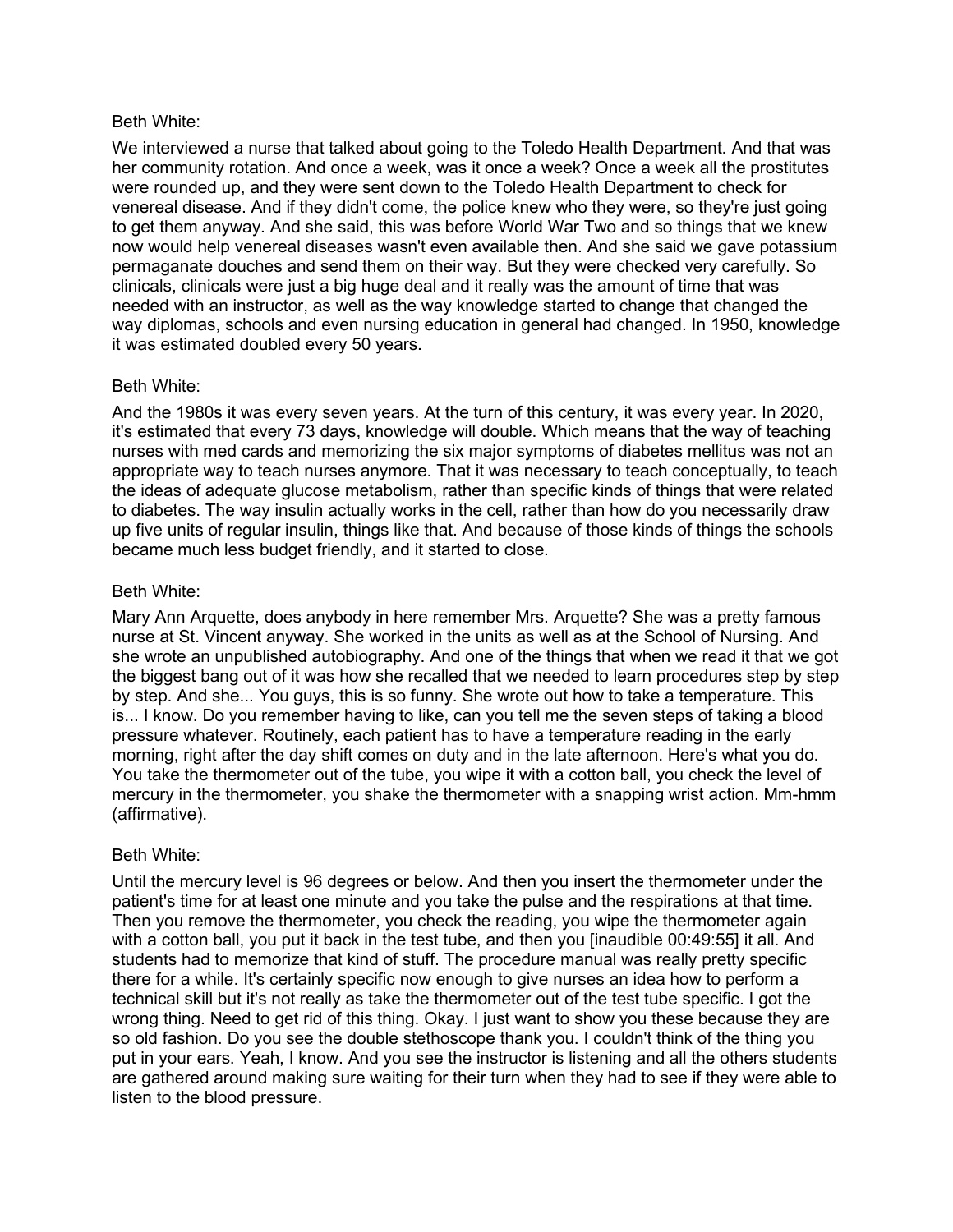Beth White:

We interviewed a nurse that talked about going to the Toledo Health Department. And that was her community rotation. And once a week, was it once a week? Once a week all the prostitutes were rounded up, and they were sent down to the Toledo Health Department to check for venereal disease. And if they didn't come, the police knew who they were, so they're just going to get them anyway. And she said, this was before World War Two and so things that we knew now would help venereal diseases wasn't even available then. And she said we gave potassium permaganate douches and send them on their way. But they were checked very carefully. So clinicals, clinicals were just a big huge deal and it really was the amount of time that was needed with an instructor, as well as the way knowledge started to change that changed the way diplomas, schools and even nursing education in general had changed. In 1950, knowledge it was estimated doubled every 50 years.

Beth White:

And the 1980s it was every seven years. At the turn of this century, it was every year. In 2020, it's estimated that every 73 days, knowledge will double. Which means that the way of teaching nurses with med cards and memorizing the six major symptoms of diabetes mellitus was not an appropriate way to teach nurses anymore. That it was necessary to teach conceptually, to teach the ideas of adequate glucose metabolism, rather than specific kinds of things that were related to diabetes. The way insulin actually works in the cell, rather than how do you necessarily draw up five units of regular insulin, things like that. And because of those kinds of things the schools became much less budget friendly, and it started to close.

Beth White:

Mary Ann Arquette, does anybody in here remember Mrs. Arquette? She was a pretty famous nurse at St. Vincent anyway. She worked in the units as well as at the School of Nursing. And she wrote an unpublished autobiography. And one of the things that when we read it that we got the biggest bang out of it was how she recalled that we needed to learn procedures step by step by step. And she... You guys, this is so funny. She wrote out how to take a temperature. This is... I know. Do you remember having to like, can you tell me the seven steps of taking a blood pressure whatever. Routinely, each patient has to have a temperature reading in the early morning, right after the day shift comes on duty and in the late afternoon. Here's what you do. You take the thermometer out of the tube, you wipe it with a cotton ball, you check the level of mercury in the thermometer, you shake the thermometer with a snapping wrist action. Mm-hmm (affirmative).

Beth White:

Until the mercury level is 96 degrees or below. And then you insert the thermometer under the patient's time for at least one minute and you take the pulse and the respirations at that time. Then you remove the thermometer, you check the reading, you wipe the thermometer again with a cotton ball, you put it back in the test tube, and then you [inaudible 00:49:55] it all. And students had to memorize that kind of stuff. The procedure manual was really pretty specific there for a while. It's certainly specific now enough to give nurses an idea how to perform a technical skill but it's not really as take the thermometer out of the test tube specific. I got the wrong thing. Need to get rid of this thing. Okay. I just want to show you these because they are so old fashion. Do you see the double stethoscope thank you. I couldn't think of the thing you put in your ears. Yeah, I know. And you see the instructor is listening and all the others students are gathered around making sure waiting for their turn when they had to see if they were able to listen to the blood pressure.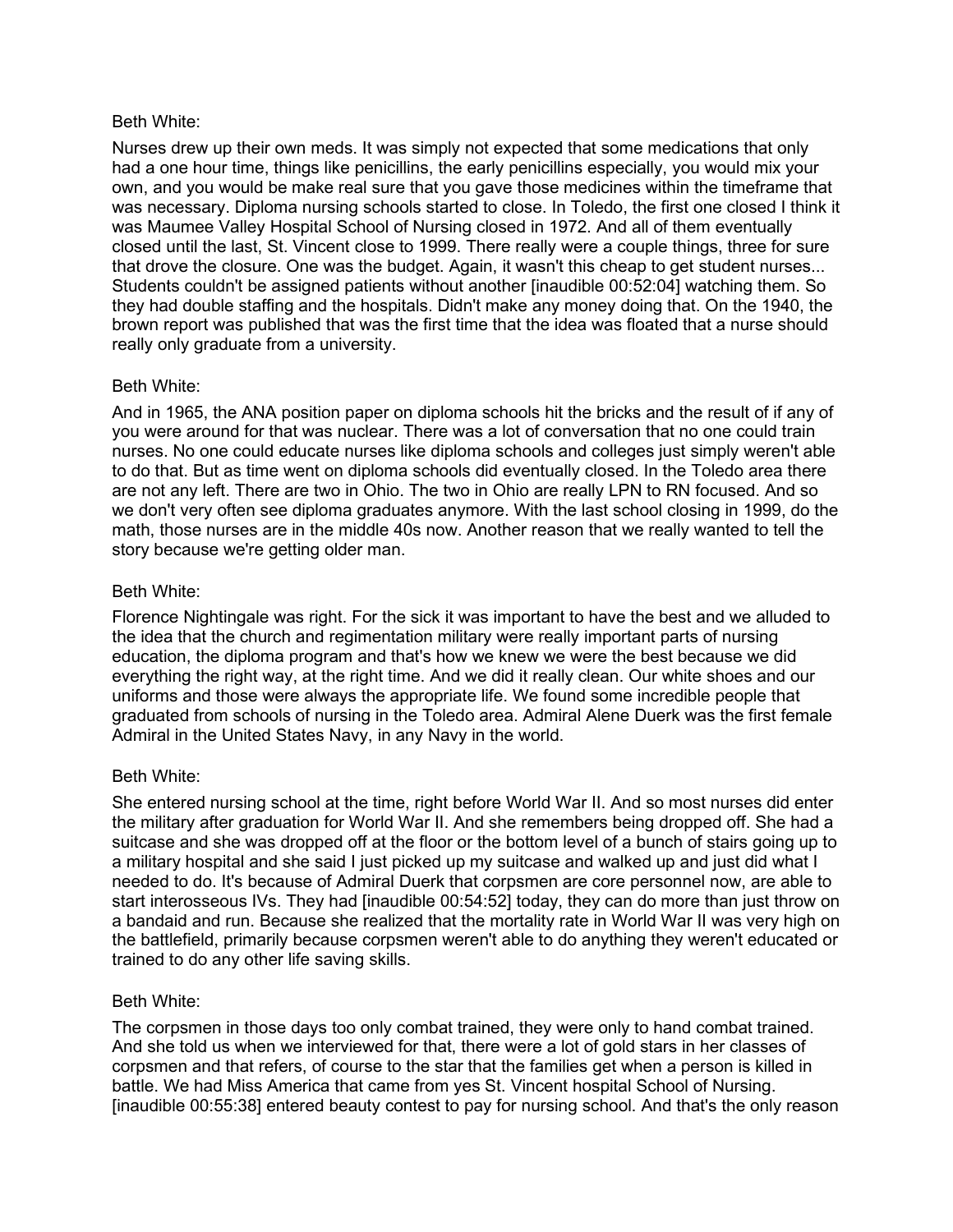Beth White:

Nurses drew up their own meds. It was simply not expected that some medications that only had a one hour time, things like penicillins, the early penicillins especially, you would mix your own, and you would be make real sure that you gave those medicines within the timeframe that was necessary. Diploma nursing schools started to close. In Toledo, the first one closed I think it was Maumee Valley Hospital School of Nursing closed in 1972. And all of them eventually closed until the last, St. Vincent close to 1999. There really were a couple things, three for sure that drove the closure. One was the budget. Again, it wasn't this cheap to get student nurses... Students couldn't be assigned patients without another [inaudible 00:52:04] watching them. So they had double staffing and the hospitals. Didn't make any money doing that. On the 1940, the brown report was published that was the first time that the idea was floated that a nurse should really only graduate from a university.

Beth White:

And in 1965, the ANA position paper on diploma schools hit the bricks and the result of if any of you were around for that was nuclear. There was a lot of conversation that no one could train nurses. No one could educate nurses like diploma schools and colleges just simply weren't able to do that. But as time went on diploma schools did eventually closed. In the Toledo area there are not any left. There are two in Ohio. The two in Ohio are really LPN to RN focused. And so we don't very often see diploma graduates anymore. With the last school closing in 1999, do the math, those nurses are in the middle 40s now. Another reason that we really wanted to tell the story because we're getting older man.

Beth White:

Florence Nightingale was right. For the sick it was important to have the best and we alluded to the idea that the church and regimentation military were really important parts of nursing education, the diploma program and that's how we knew we were the best because we did everything the right way, at the right time. And we did it really clean. Our white shoes and our uniforms and those were always the appropriate life. We found some incredible people that graduated from schools of nursing in the Toledo area. Admiral Alene Duerk was the first female Admiral in the United States Navy, in any Navy in the world.

Beth White:

She entered nursing school at the time, right before World War II. And so most nurses did enter the military after graduation for World War II. And she remembers being dropped off. She had a suitcase and she was dropped off at the floor or the bottom level of a bunch of stairs going up to a military hospital and she said I just picked up my suitcase and walked up and just did what I needed to do. It's because of Admiral Duerk that corpsmen are core personnel now, are able to start interosseous IVs. They had [inaudible 00:54:52] today, they can do more than just throw on a bandaid and run. Because she realized that the mortality rate in World War II was very high on the battlefield, primarily because corpsmen weren't able to do anything they weren't educated or trained to do any other life saving skills.

Beth White:

The corpsmen in those days too only combat trained, they were only to hand combat trained. And she told us when we interviewed for that, there were a lot of gold stars in her classes of corpsmen and that refers, of course to the star that the families get when a person is killed in battle. We had Miss America that came from yes St. Vincent hospital School of Nursing. [inaudible 00:55:38] entered beauty contest to pay for nursing school. And that's the only reason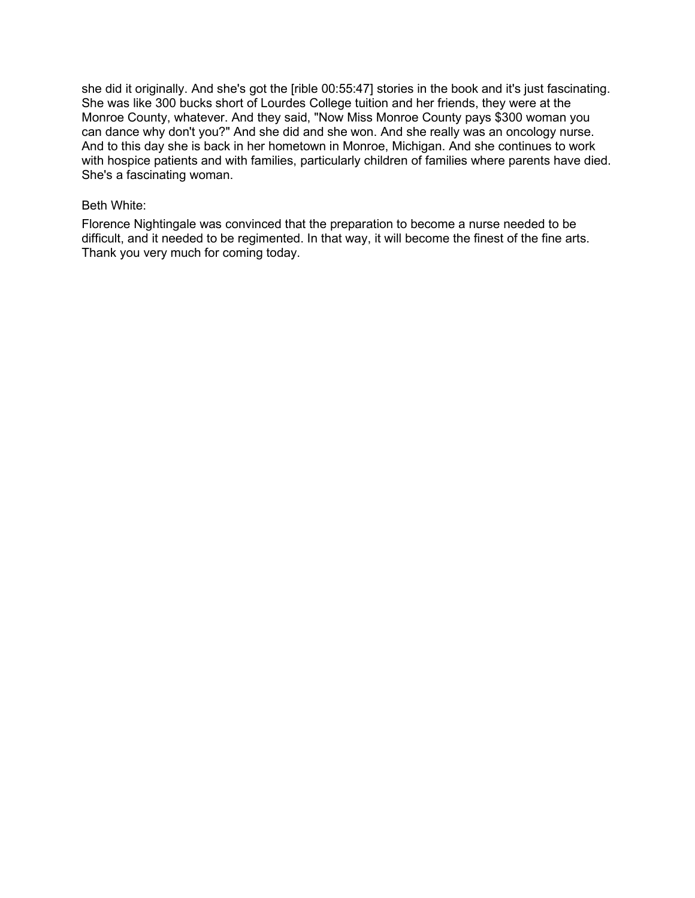she did it originally. And she's got the [rible 00:55:47] stories in the book and it's just fascinating. She was like 300 bucks short of Lourdes College tuition and her friends, they were at the Monroe County, whatever. And they said, "Now Miss Monroe County pays $300 woman you can dance why don't you?" And she did and she won. And she really was an oncology nurse. And to this day she is back in her hometown in Monroe, Michigan. And she continues to work with hospice patients and with families, particularly children of families where parents have died. She's a fascinating woman.

Beth White:

Florence Nightingale was convinced that the preparation to become a nurse needed to be difficult, and it needed to be regimented. In that way, it will become the finest of the fine arts. Thank you very much for coming today.